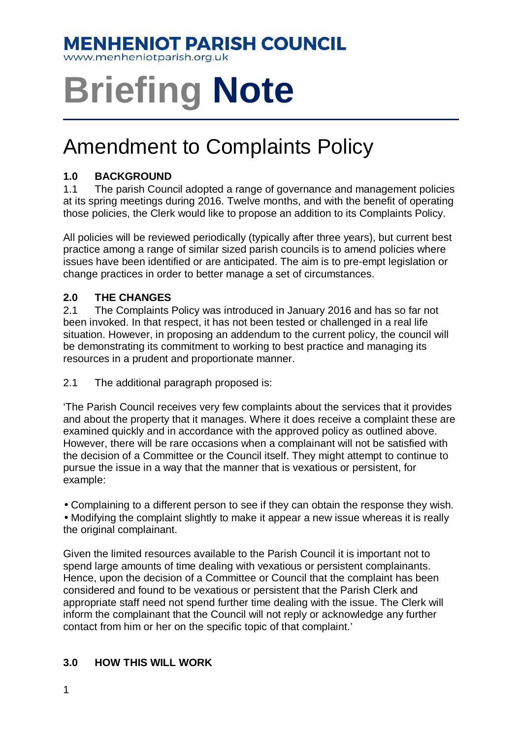**MENHENIOT PARISH COUNCIL**
www.menheniotparish.org.uk

# Briefing Note

## Amendment to Complaints Policy

### 1.0 BACKGROUND

1.1 The parish Council adopted a range of governance and management policies at its spring meetings during 2016. Twelve months, and with the benefit of operating those policies, the Clerk would like to propose an addition to its Complaints Policy.

All policies will be reviewed periodically (typically after three years), but current best practice among a range of similar sized parish councils is to amend policies where issues have been identified or are anticipated. The aim is to pre-empt legislation or change practices in order to better manage a set of circumstances.

### 2.0 THE CHANGES

2.1 The Complaints Policy was introduced in January 2016 and has so far not been invoked. In that respect, it has not been tested or challenged in a real life situation. However, in proposing an addendum to the current policy, the council will be demonstrating its commitment to working to best practice and managing its resources in a prudent and proportionate manner.

2.1 The additional paragraph proposed is:

'The Parish Council receives very few complaints about the services that it provides and about the property that it manages. Where it does receive a complaint these are examined quickly and in accordance with the approved policy as outlined above. However, there will be rare occasions when a complainant will not be satisfied with the decision of a Committee or the Council itself. They might attempt to continue to pursue the issue in a way that the manner that is vexatious or persistent, for example:

- Complaining to a different person to see if they can obtain the response they wish.
- Modifying the complaint slightly to make it appear a new issue whereas it is really the original complainant.

Given the limited resources available to the Parish Council it is important not to spend large amounts of time dealing with vexatious or persistent complainants. Hence, upon the decision of a Committee or Council that the complaint has been considered and found to be vexatious or persistent that the Parish Clerk and appropriate staff need not spend further time dealing with the issue. The Clerk will inform the complainant that the Council will not reply or acknowledge any further contact from him or her on the specific topic of that complaint.'

### 3.0 HOW THIS WILL WORK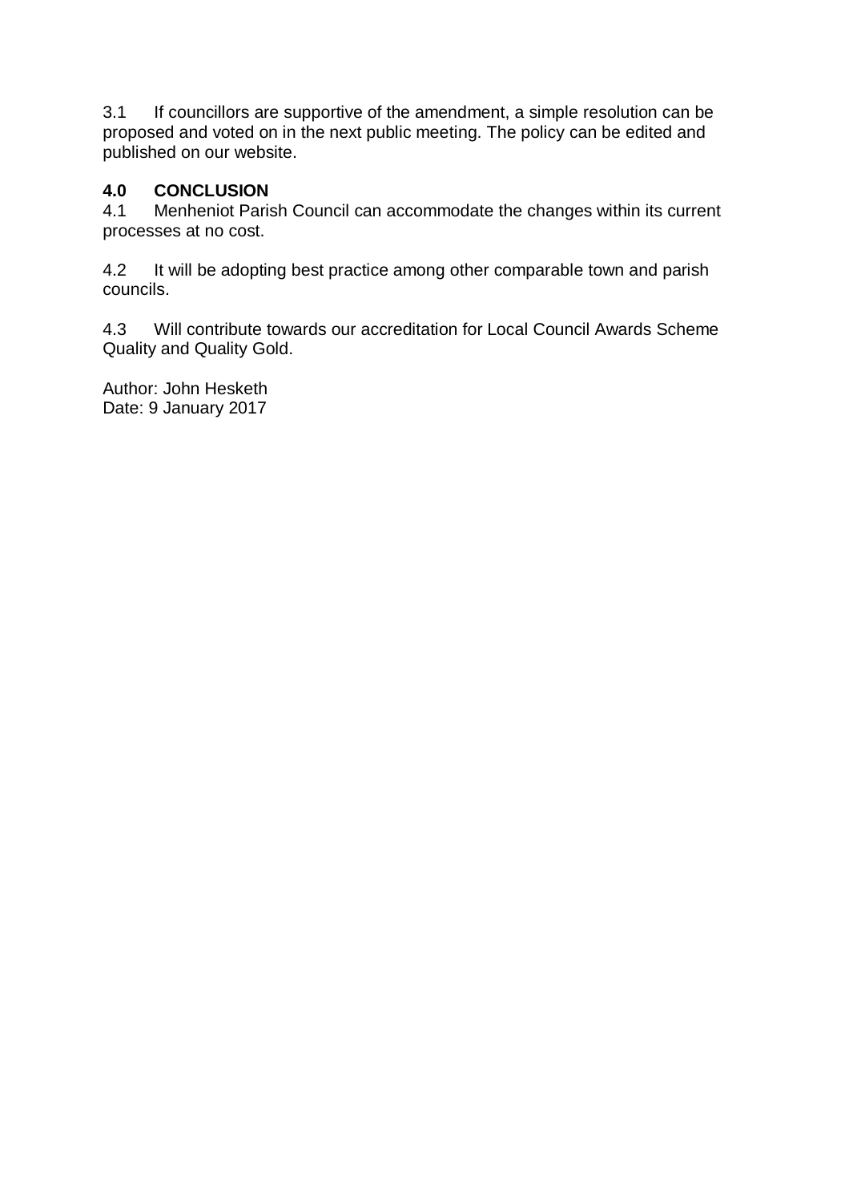3.1 If councillors are supportive of the amendment, a simple resolution can be proposed and voted on in the next public meeting. The policy can be edited and published on our website.

## 4.0 CONCLUSION

4.1 Menheniot Parish Council can accommodate the changes within its current processes at no cost.

4.2 It will be adopting best practice among other comparable town and parish councils.

4.3 Will contribute towards our accreditation for Local Council Awards Scheme Quality and Quality Gold.

Author: John Hesketh
Date: 9 January 2017